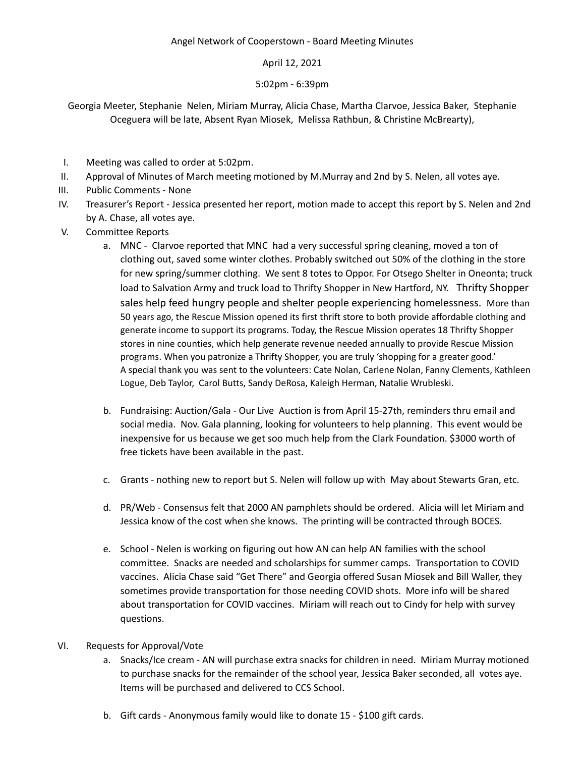Angel Network of Cooperstown - Board Meeting Minutes

April 12, 2021

5:02pm - 6:39pm

Georgia Meeter, Stephanie Nelen, Miriam Murray, Alicia Chase, Martha Clarvoe, Jessica Baker, Stephanie Oceguera will be late, Absent Ryan Miosek, Melissa Rathbun, & Christine McBrearty),

I. Meeting was called to order at 5:02pm.

II. Approval of Minutes of March meeting motioned by M.Murray and 2nd by S. Nelen, all votes aye.

III. Public Comments - None

IV. Treasurer's Report - Jessica presented her report, motion made to accept this report by S. Nelen and 2nd by A. Chase, all votes aye.

V. Committee Reports

   a. MNC - Clarvoe reported that MNC had a very successful spring cleaning, moved a ton of clothing out, saved some winter clothes. Probably switched out 50% of the clothing in the store for new spring/summer clothing. We sent 8 totes to Oppor. For Otsego Shelter in Oneonta; truck load to Salvation Army and truck load to Thrifty Shopper in New Hartford, NY. Thrifty Shopper sales help feed hungry people and shelter people experiencing homelessness. More than 50 years ago, the Rescue Mission opened its first thrift store to both provide affordable clothing and generate income to support its programs. Today, the Rescue Mission operates 18 Thrifty Shopper stores in nine counties, which help generate revenue needed annually to provide Rescue Mission programs. When you patronize a Thrifty Shopper, you are truly 'shopping for a greater good.' A special thank you was sent to the volunteers: Cate Nolan, Carlene Nolan, Fanny Clements, Kathleen Logue, Deb Taylor, Carol Butts, Sandy DeRosa, Kaleigh Herman, Natalie Wrubleski.

   b. Fundraising: Auction/Gala - Our Live Auction is from April 15-27th, reminders thru email and social media. Nov. Gala planning, looking for volunteers to help planning. This event would be inexpensive for us because we get soo much help from the Clark Foundation. $3000 worth of free tickets have been available in the past.

   c. Grants - nothing new to report but S. Nelen will follow up with May about Stewarts Gran, etc.

   d. PR/Web - Consensus felt that 2000 AN pamphlets should be ordered. Alicia will let Miriam and Jessica know of the cost when she knows. The printing will be contracted through BOCES.

   e. School - Nelen is working on figuring out how AN can help AN families with the school committee. Snacks are needed and scholarships for summer camps. Transportation to COVID vaccines. Alicia Chase said "Get There" and Georgia offered Susan Miosek and Bill Waller, they sometimes provide transportation for those needing COVID shots. More info will be shared about transportation for COVID vaccines. Miriam will reach out to Cindy for help with survey questions.

VI. Requests for Approval/Vote

   a. Snacks/Ice cream - AN will purchase extra snacks for children in need. Miriam Murray motioned to purchase snacks for the remainder of the school year, Jessica Baker seconded, all votes aye. Items will be purchased and delivered to CCS School.

   b. Gift cards - Anonymous family would like to donate 15 - $100 gift cards.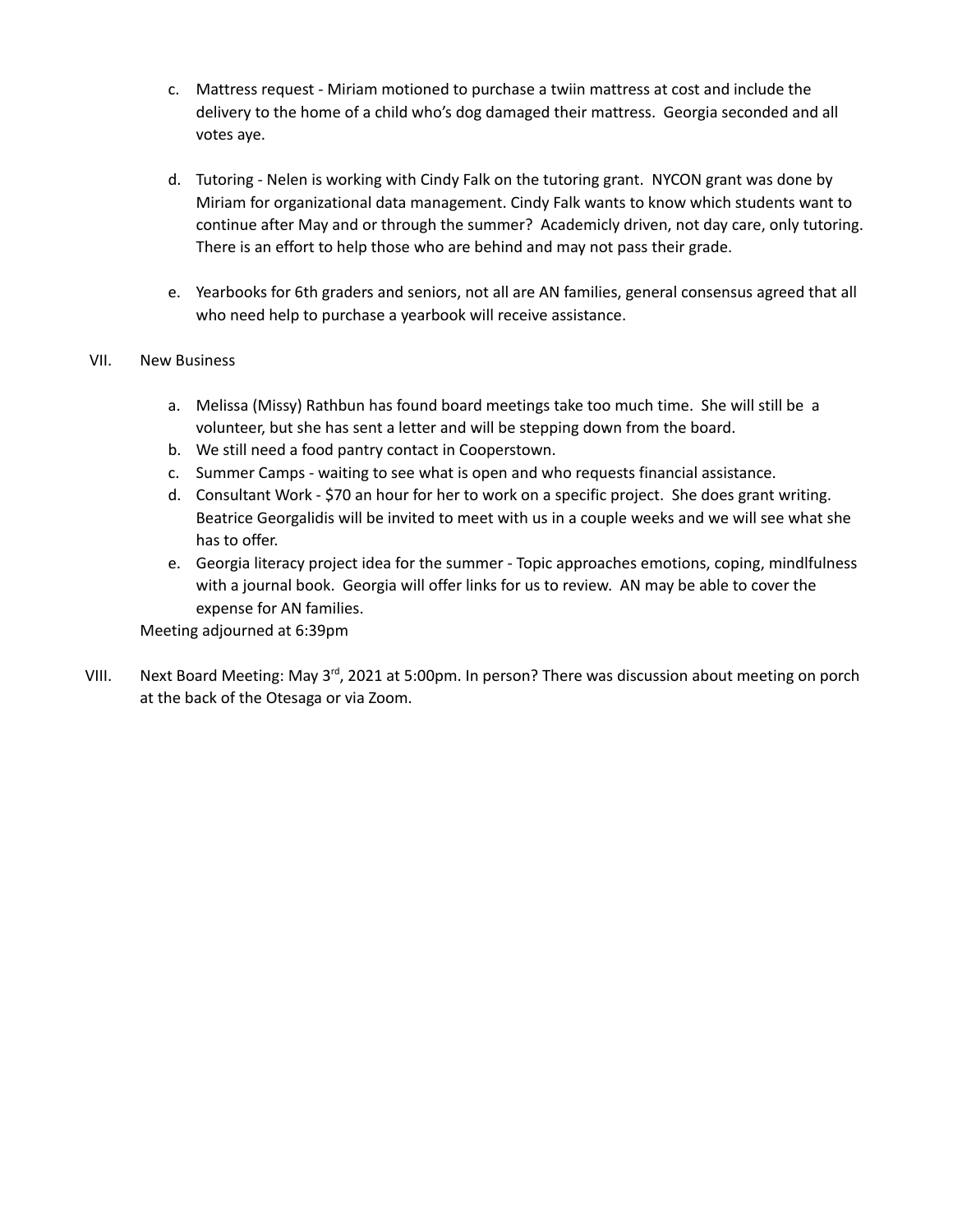c. Mattress request - Miriam motioned to purchase a twiin mattress at cost and include the delivery to the home of a child who's dog damaged their mattress. Georgia seconded and all votes aye.

d. Tutoring - Nelen is working with Cindy Falk on the tutoring grant. NYCON grant was done by Miriam for organizational data management. Cindy Falk wants to know which students want to continue after May and or through the summer? Academicly driven, not day care, only tutoring. There is an effort to help those who are behind and may not pass their grade.

e. Yearbooks for 6th graders and seniors, not all are AN families, general consensus agreed that all who need help to purchase a yearbook will receive assistance.

VII. New Business

a. Melissa (Missy) Rathbun has found board meetings take too much time. She will still be a volunteer, but she has sent a letter and will be stepping down from the board.
b. We still need a food pantry contact in Cooperstown.
c. Summer Camps - waiting to see what is open and who requests financial assistance.
d. Consultant Work - $70 an hour for her to work on a specific project. She does grant writing. Beatrice Georgalidis will be invited to meet with us in a couple weeks and we will see what she has to offer.
e. Georgia literacy project idea for the summer - Topic approaches emotions, coping, mindlfulness with a journal book. Georgia will offer links for us to review. AN may be able to cover the expense for AN families.

Meeting adjourned at 6:39pm

VIII. Next Board Meeting: May 3rd, 2021 at 5:00pm. In person? There was discussion about meeting on porch at the back of the Otesaga or via Zoom.